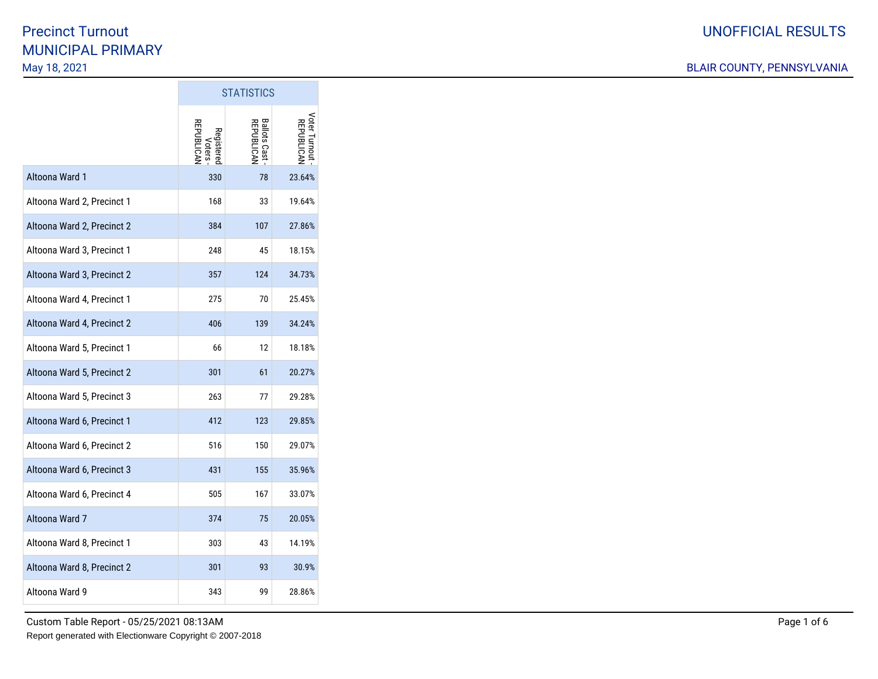# Precinct Turnout
## MUNICIPAL PRIMARY
May 18, 2021

UNOFFICIAL RESULTS

BLAIR COUNTY, PENNSYLVANIA

| | STATISTICS | | |
|---|---|---|---|
| | Registered Voters - REPUBLICAN | Ballots Cast - REPUBLICAN | Voter Turnout - REPUBLICAN |
| Altoona Ward 1 | 330 | 78 | 23.64% |
| Altoona Ward 2, Precinct 1 | 168 | 33 | 19.64% |
| Altoona Ward 2, Precinct 2 | 384 | 107 | 27.86% |
| Altoona Ward 3, Precinct 1 | 248 | 45 | 18.15% |
| Altoona Ward 3, Precinct 2 | 357 | 124 | 34.73% |
| Altoona Ward 4, Precinct 1 | 275 | 70 | 25.45% |
| Altoona Ward 4, Precinct 2 | 406 | 139 | 34.24% |
| Altoona Ward 5, Precinct 1 | 66 | 12 | 18.18% |
| Altoona Ward 5, Precinct 2 | 301 | 61 | 20.27% |
| Altoona Ward 5, Precinct 3 | 263 | 77 | 29.28% |
| Altoona Ward 6, Precinct 1 | 412 | 123 | 29.85% |
| Altoona Ward 6, Precinct 2 | 516 | 150 | 29.07% |
| Altoona Ward 6, Precinct 3 | 431 | 155 | 35.96% |
| Altoona Ward 6, Precinct 4 | 505 | 167 | 33.07% |
| Altoona Ward 7 | 374 | 75 | 20.05% |
| Altoona Ward 8, Precinct 1 | 303 | 43 | 14.19% |
| Altoona Ward 8, Precinct 2 | 301 | 93 | 30.9% |
| Altoona Ward 9 | 343 | 99 | 28.86% |

Custom Table Report - 05/25/2021 08:13AM

Report generated with Electionware Copyright © 2007-2018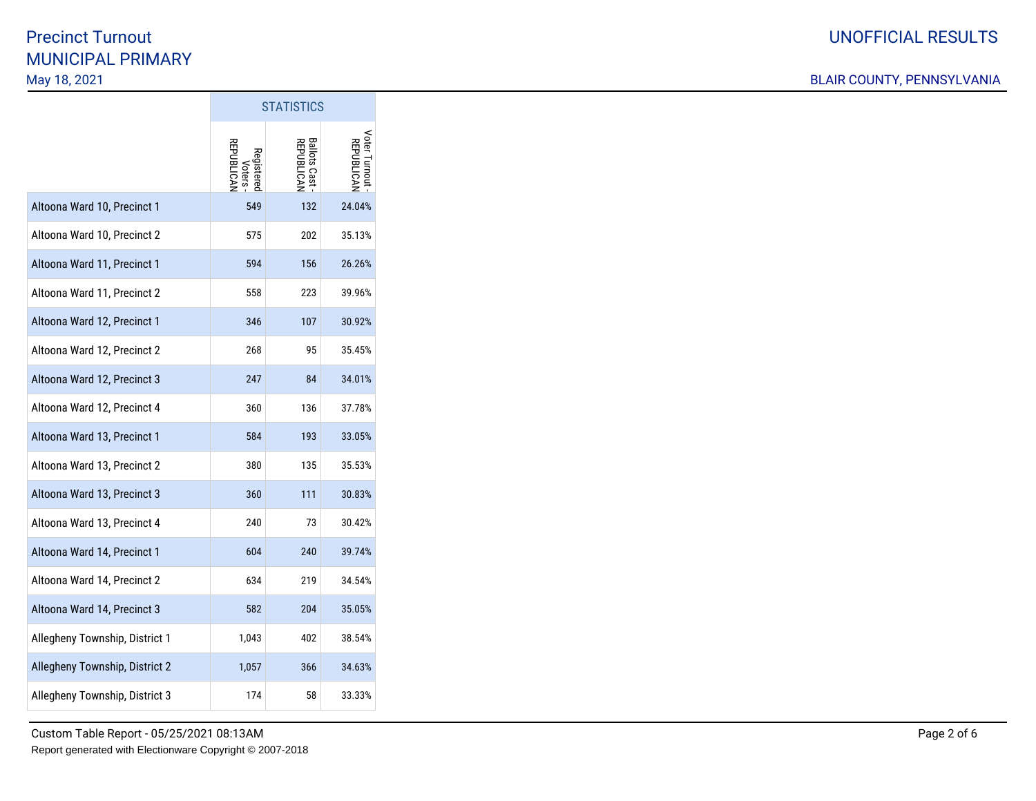# Precinct Turnout
## MUNICIPAL PRIMARY
May 18, 2021

UNOFFICIAL RESULTS

BLAIR COUNTY, PENNSYLVANIA

| | STATISTICS | | |
|---|---|---|---|
| | Registered Voters - REPUBLICAN | Ballots Cast - REPUBLICAN | Voter Turnout - REPUBLICAN |
| Altoona Ward 10, Precinct 1 | 549 | 132 | 24.04% |
| Altoona Ward 10, Precinct 2 | 575 | 202 | 35.13% |
| Altoona Ward 11, Precinct 1 | 594 | 156 | 26.26% |
| Altoona Ward 11, Precinct 2 | 558 | 223 | 39.96% |
| Altoona Ward 12, Precinct 1 | 346 | 107 | 30.92% |
| Altoona Ward 12, Precinct 2 | 268 | 95 | 35.45% |
| Altoona Ward 12, Precinct 3 | 247 | 84 | 34.01% |
| Altoona Ward 12, Precinct 4 | 360 | 136 | 37.78% |
| Altoona Ward 13, Precinct 1 | 584 | 193 | 33.05% |
| Altoona Ward 13, Precinct 2 | 380 | 135 | 35.53% |
| Altoona Ward 13, Precinct 3 | 360 | 111 | 30.83% |
| Altoona Ward 13, Precinct 4 | 240 | 73 | 30.42% |
| Altoona Ward 14, Precinct 1 | 604 | 240 | 39.74% |
| Altoona Ward 14, Precinct 2 | 634 | 219 | 34.54% |
| Altoona Ward 14, Precinct 3 | 582 | 204 | 35.05% |
| Allegheny Township, District 1 | 1,043 | 402 | 38.54% |
| Allegheny Township, District 2 | 1,057 | 366 | 34.63% |
| Allegheny Township, District 3 | 174 | 58 | 33.33% |

Custom Table Report - 05/25/2021 08:13AM

Report generated with Electionware Copyright © 2007-2018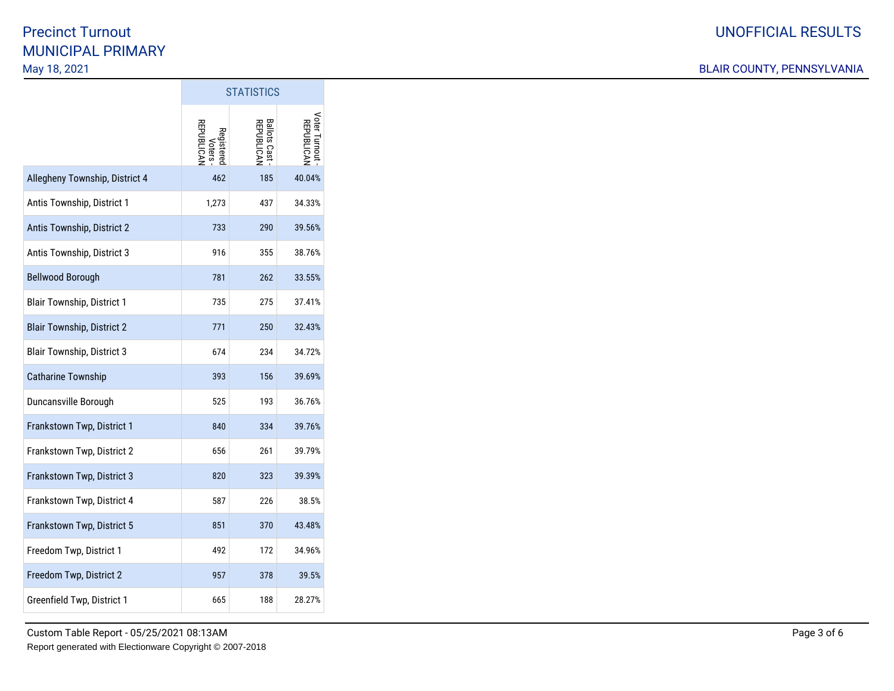# Precinct Turnout
## MUNICIPAL PRIMARY
May 18, 2021

UNOFFICIAL RESULTS

BLAIR COUNTY, PENNSYLVANIA

| | STATISTICS | | |
|---|---|---|---|
| | Registered Voters - REPUBLICAN | Ballots Cast - REPUBLICAN | Voter Turnout - REPUBLICAN |
| Allegheny Township, District 4 | 462 | 185 | 40.04% |
| Antis Township, District 1 | 1,273 | 437 | 34.33% |
| Antis Township, District 2 | 733 | 290 | 39.56% |
| Antis Township, District 3 | 916 | 355 | 38.76% |
| Bellwood Borough | 781 | 262 | 33.55% |
| Blair Township, District 1 | 735 | 275 | 37.41% |
| Blair Township, District 2 | 771 | 250 | 32.43% |
| Blair Township, District 3 | 674 | 234 | 34.72% |
| Catharine Township | 393 | 156 | 39.69% |
| Duncansville Borough | 525 | 193 | 36.76% |
| Frankstown Twp, District 1 | 840 | 334 | 39.76% |
| Frankstown Twp, District 2 | 656 | 261 | 39.79% |
| Frankstown Twp, District 3 | 820 | 323 | 39.39% |
| Frankstown Twp, District 4 | 587 | 226 | 38.5% |
| Frankstown Twp, District 5 | 851 | 370 | 43.48% |
| Freedom Twp, District 1 | 492 | 172 | 34.96% |
| Freedom Twp, District 2 | 957 | 378 | 39.5% |
| Greenfield Twp, District 1 | 665 | 188 | 28.27% |

Custom Table Report - 05/25/2021 08:13AM

Report generated with Electionware Copyright © 2007-2018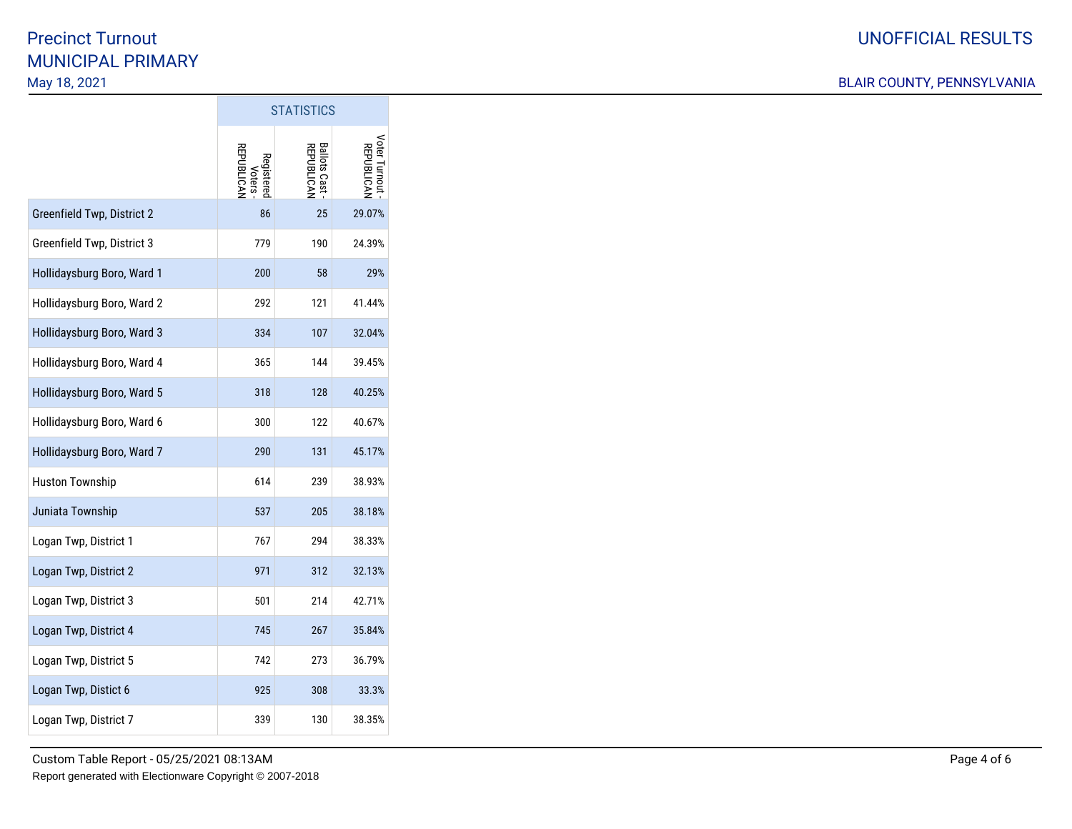Precinct Turnout

MUNICIPAL PRIMARY

May 18, 2021

UNOFFICIAL RESULTS

BLAIR COUNTY, PENNSYLVANIA

| | STATISTICS | | |
|---|---|---|---|
| | Registered Voters - REPUBLICAN | Ballots Cast - REPUBLICAN | Voter Turnout - REPUBLICAN |
| Greenfield Twp, District 2 | 86 | 25 | 29.07% |
| Greenfield Twp, District 3 | 779 | 190 | 24.39% |
| Hollidaysburg Boro, Ward 1 | 200 | 58 | 29% |
| Hollidaysburg Boro, Ward 2 | 292 | 121 | 41.44% |
| Hollidaysburg Boro, Ward 3 | 334 | 107 | 32.04% |
| Hollidaysburg Boro, Ward 4 | 365 | 144 | 39.45% |
| Hollidaysburg Boro, Ward 5 | 318 | 128 | 40.25% |
| Hollidaysburg Boro, Ward 6 | 300 | 122 | 40.67% |
| Hollidaysburg Boro, Ward 7 | 290 | 131 | 45.17% |
| Huston Township | 614 | 239 | 38.93% |
| Juniata Township | 537 | 205 | 38.18% |
| Logan Twp, District 1 | 767 | 294 | 38.33% |
| Logan Twp, District 2 | 971 | 312 | 32.13% |
| Logan Twp, District 3 | 501 | 214 | 42.71% |
| Logan Twp, District 4 | 745 | 267 | 35.84% |
| Logan Twp, District 5 | 742 | 273 | 36.79% |
| Logan Twp, Distict 6 | 925 | 308 | 33.3% |
| Logan Twp, District 7 | 339 | 130 | 38.35% |

Custom Table Report - 05/25/2021 08:13AM

Report generated with Electionware Copyright © 2007-2018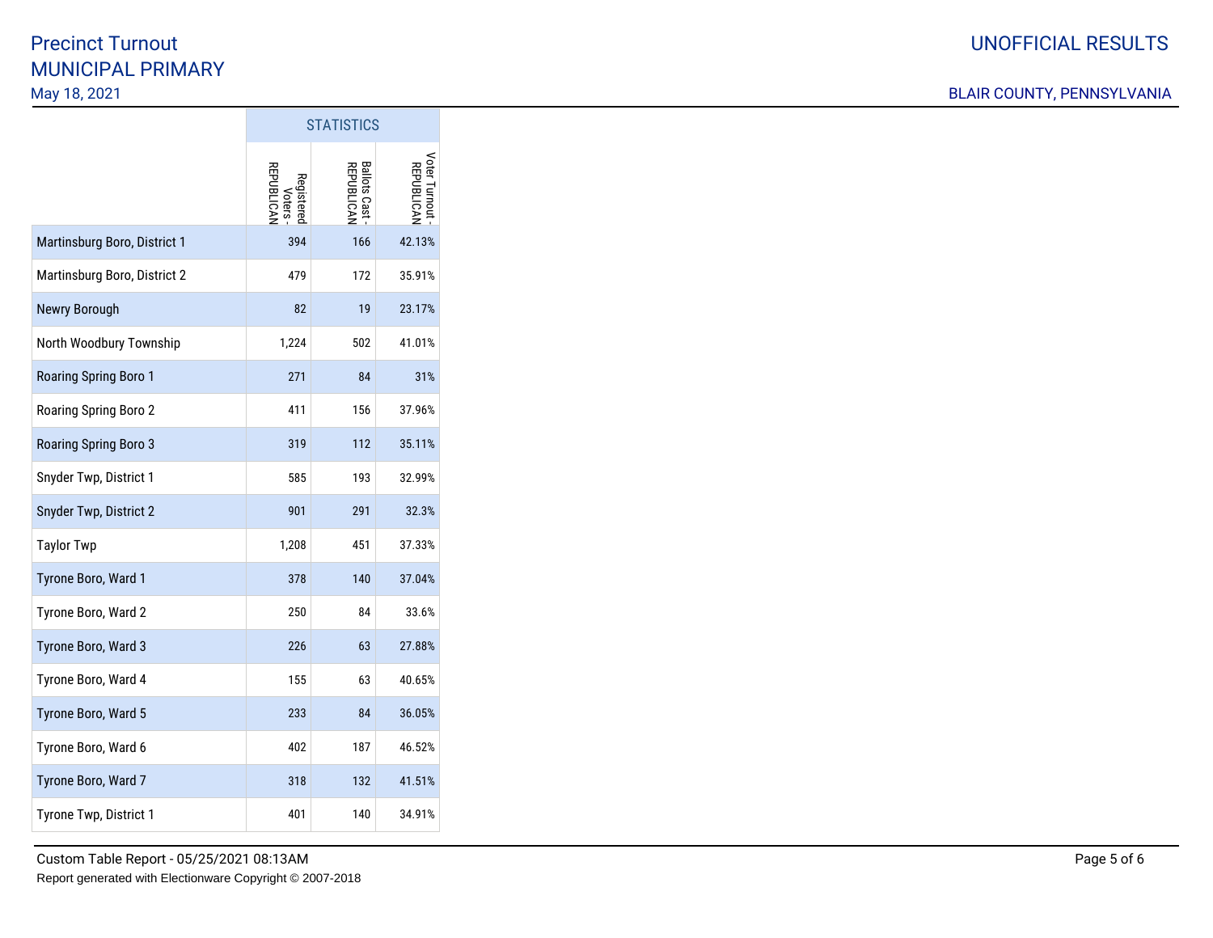# Precinct Turnout
## MUNICIPAL PRIMARY
May 18, 2021

UNOFFICIAL RESULTS

BLAIR COUNTY, PENNSYLVANIA

| | STATISTICS | | |
|---|---|---|---|
| | Registered Voters - REPUBLICAN | Ballots Cast - REPUBLICAN | Voter Turnout - REPUBLICAN |
| Martinsburg Boro, District 1 | 394 | 166 | 42.13% |
| Martinsburg Boro, District 2 | 479 | 172 | 35.91% |
| Newry Borough | 82 | 19 | 23.17% |
| North Woodbury Township | 1,224 | 502 | 41.01% |
| Roaring Spring Boro 1 | 271 | 84 | 31% |
| Roaring Spring Boro 2 | 411 | 156 | 37.96% |
| Roaring Spring Boro 3 | 319 | 112 | 35.11% |
| Snyder Twp, District 1 | 585 | 193 | 32.99% |
| Snyder Twp, District 2 | 901 | 291 | 32.3% |
| Taylor Twp | 1,208 | 451 | 37.33% |
| Tyrone Boro, Ward 1 | 378 | 140 | 37.04% |
| Tyrone Boro, Ward 2 | 250 | 84 | 33.6% |
| Tyrone Boro, Ward 3 | 226 | 63 | 27.88% |
| Tyrone Boro, Ward 4 | 155 | 63 | 40.65% |
| Tyrone Boro, Ward 5 | 233 | 84 | 36.05% |
| Tyrone Boro, Ward 6 | 402 | 187 | 46.52% |
| Tyrone Boro, Ward 7 | 318 | 132 | 41.51% |
| Tyrone Twp, District 1 | 401 | 140 | 34.91% |

Custom Table Report - 05/25/2021 08:13AM

Report generated with Electionware Copyright © 2007-2018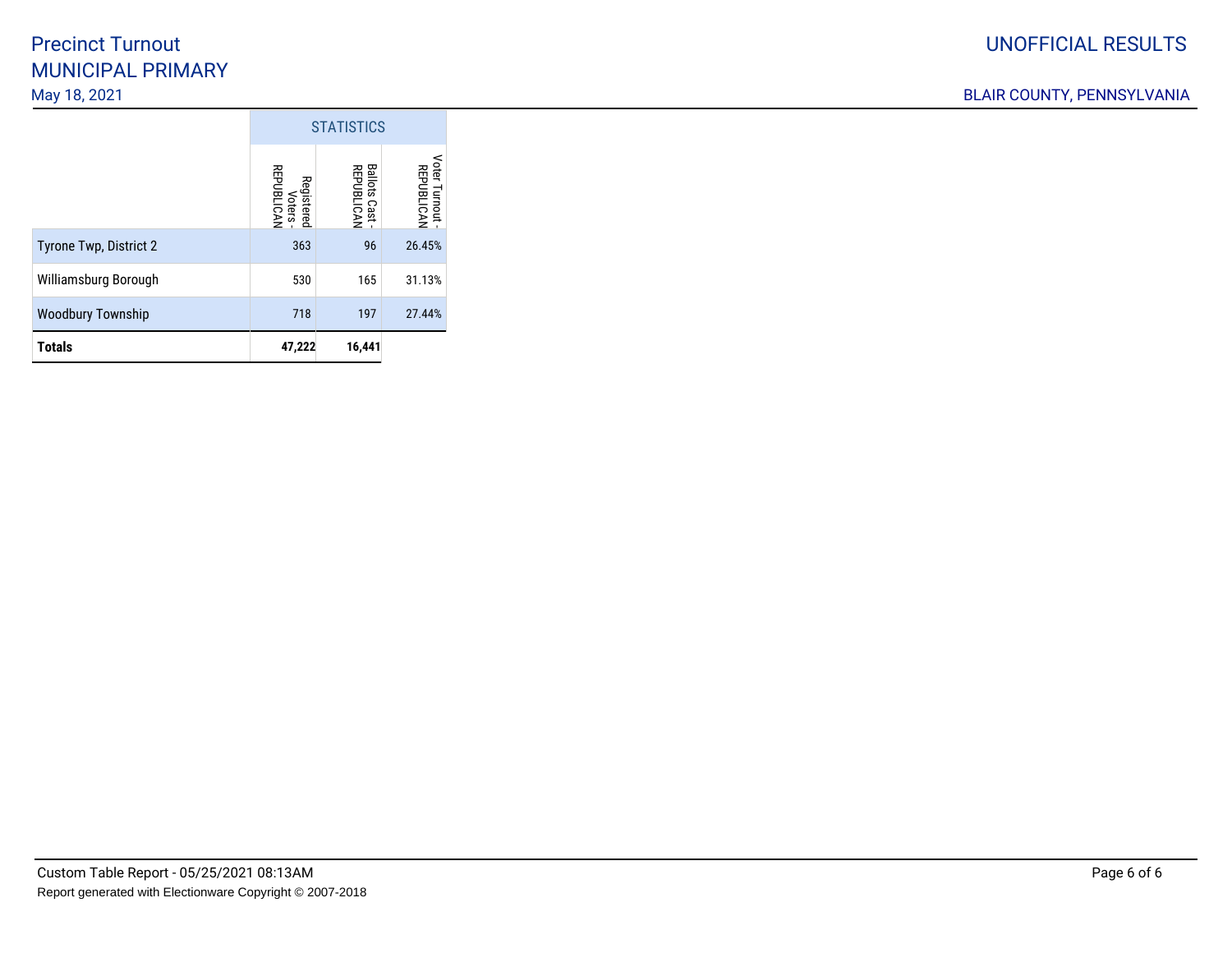Precinct Turnout
MUNICIPAL PRIMARY
May 18, 2021

UNOFFICIAL RESULTS

BLAIR COUNTY, PENNSYLVANIA

| | STATISTICS | | |
|---|---|---|---|
| | Registered Voters - REPUBLICAN | Ballots Cast - REPUBLICAN | Voter Turnout - REPUBLICAN |
| Tyrone Twp, District 2 | 363 | 96 | 26.45% |
| Williamsburg Borough | 530 | 165 | 31.13% |
| Woodbury Township | 718 | 197 | 27.44% |
| **Totals** | **47,222** | **16,441** | |

Custom Table Report - 05/25/2021 08:13AM
Report generated with Electionware Copyright © 2007-2018